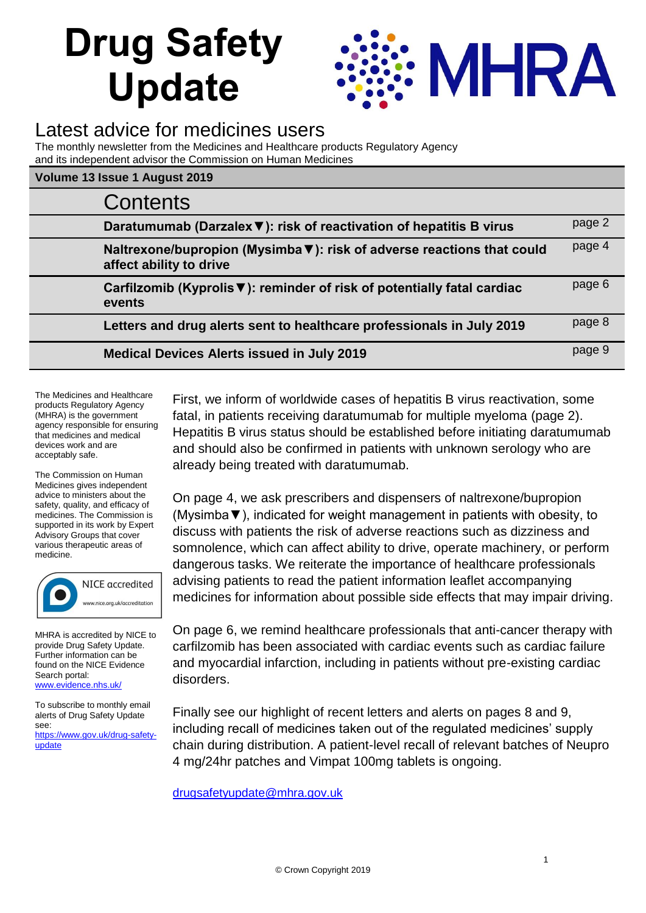# Drug Safety Update

MHRA

## Latest advice for medicines users

The monthly newsletter from the Medicines and Healthcare products Regulatory Agency and its independent advisor the Commission on Human Medicines

**Volume 13 Issue 1 August 2019**

## Contents

| | |
|---|---|
| **Daratumumab (Darzalex▼): risk of reactivation of hepatitis B virus** | page 2 |
| **Naltrexone/bupropion (Mysimba▼): risk of adverse reactions that could affect ability to drive** | page 4 |
| **Carfilzomib (Kyprolis▼): reminder of risk of potentially fatal cardiac events** | page 6 |
| **Letters and drug alerts sent to healthcare professionals in July 2019** | page 8 |
| **Medical Devices Alerts issued in July 2019** | page 9 |

First, we inform of worldwide cases of hepatitis B virus reactivation, some fatal, in patients receiving daratumumab for multiple myeloma (page 2). Hepatitis B virus status should be established before initiating daratumumab and should also be confirmed in patients with unknown serology who are already being treated with daratumumab.

On page 4, we ask prescribers and dispensers of naltrexone/bupropion (Mysimba▼), indicated for weight management in patients with obesity, to discuss with patients the risk of adverse reactions such as dizziness and somnolence, which can affect ability to drive, operate machinery, or perform dangerous tasks. We reiterate the importance of healthcare professionals advising patients to read the patient information leaflet accompanying medicines for information about possible side effects that may impair driving.

On page 6, we remind healthcare professionals that anti-cancer therapy with carfilzomib has been associated with cardiac events such as cardiac failure and myocardial infarction, including in patients without pre-existing cardiac disorders.

Finally see our highlight of recent letters and alerts on pages 8 and 9, including recall of medicines taken out of the regulated medicines' supply chain during distribution. A patient-level recall of relevant batches of Neupro 4 mg/24hr patches and Vimpat 100mg tablets is ongoing.

drugsafetyupdate@mhra.gov.uk

The Medicines and Healthcare products Regulatory Agency (MHRA) is the government agency responsible for ensuring that medicines and medical devices work and are acceptably safe.

The Commission on Human Medicines gives independent advice to ministers about the safety, quality, and efficacy of medicines. The Commission is supported in its work by Expert Advisory Groups that cover various therapeutic areas of medicine.

NICE accredited
www.nice.org.uk/accreditation

MHRA is accredited by NICE to provide Drug Safety Update. Further information can be found on the NICE Evidence Search portal: www.evidence.nhs.uk/

To subscribe to monthly email alerts of Drug Safety Update see: https://www.gov.uk/drug-safety-update

© Crown Copyright 2019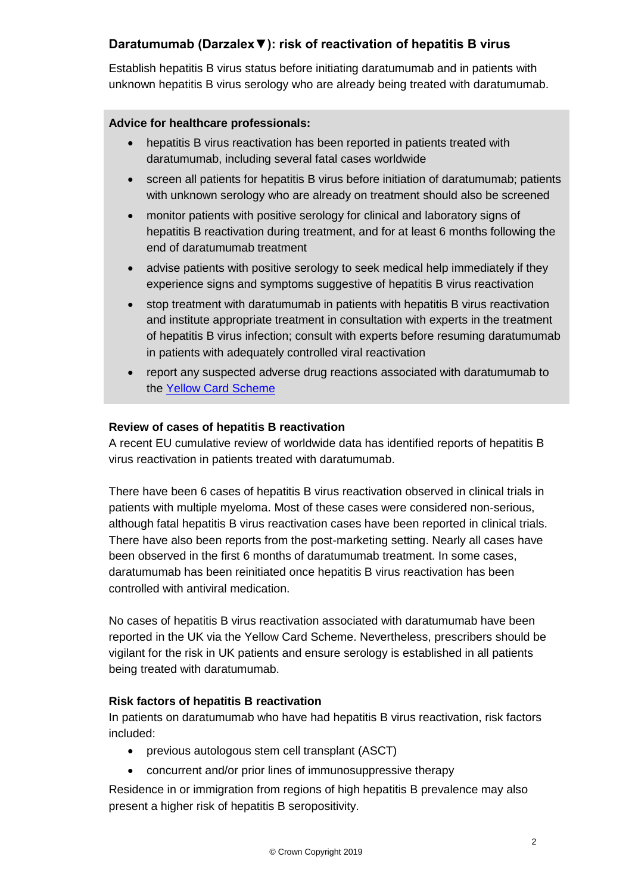## Daratumumab (Darzalex▼): risk of reactivation of hepatitis B virus

Establish hepatitis B virus status before initiating daratumumab and in patients with unknown hepatitis B virus serology who are already being treated with daratumumab.

**Advice for healthcare professionals:**

- hepatitis B virus reactivation has been reported in patients treated with daratumumab, including several fatal cases worldwide
- screen all patients for hepatitis B virus before initiation of daratumumab; patients with unknown serology who are already on treatment should also be screened
- monitor patients with positive serology for clinical and laboratory signs of hepatitis B reactivation during treatment, and for at least 6 months following the end of daratumumab treatment
- advise patients with positive serology to seek medical help immediately if they experience signs and symptoms suggestive of hepatitis B virus reactivation
- stop treatment with daratumumab in patients with hepatitis B virus reactivation and institute appropriate treatment in consultation with experts in the treatment of hepatitis B virus infection; consult with experts before resuming daratumumab in patients with adequately controlled viral reactivation
- report any suspected adverse drug reactions associated with daratumumab to the Yellow Card Scheme

### Review of cases of hepatitis B reactivation

A recent EU cumulative review of worldwide data has identified reports of hepatitis B virus reactivation in patients treated with daratumumab.

There have been 6 cases of hepatitis B virus reactivation observed in clinical trials in patients with multiple myeloma. Most of these cases were considered non-serious, although fatal hepatitis B virus reactivation cases have been reported in clinical trials. There have also been reports from the post-marketing setting. Nearly all cases have been observed in the first 6 months of daratumumab treatment. In some cases, daratumumab has been reinitiated once hepatitis B virus reactivation has been controlled with antiviral medication.

No cases of hepatitis B virus reactivation associated with daratumumab have been reported in the UK via the Yellow Card Scheme. Nevertheless, prescribers should be vigilant for the risk in UK patients and ensure serology is established in all patients being treated with daratumumab.

### Risk factors of hepatitis B reactivation

In patients on daratumumab who have had hepatitis B virus reactivation, risk factors included:

- previous autologous stem cell transplant (ASCT)
- concurrent and/or prior lines of immunosuppressive therapy

Residence in or immigration from regions of high hepatitis B prevalence may also present a higher risk of hepatitis B seropositivity.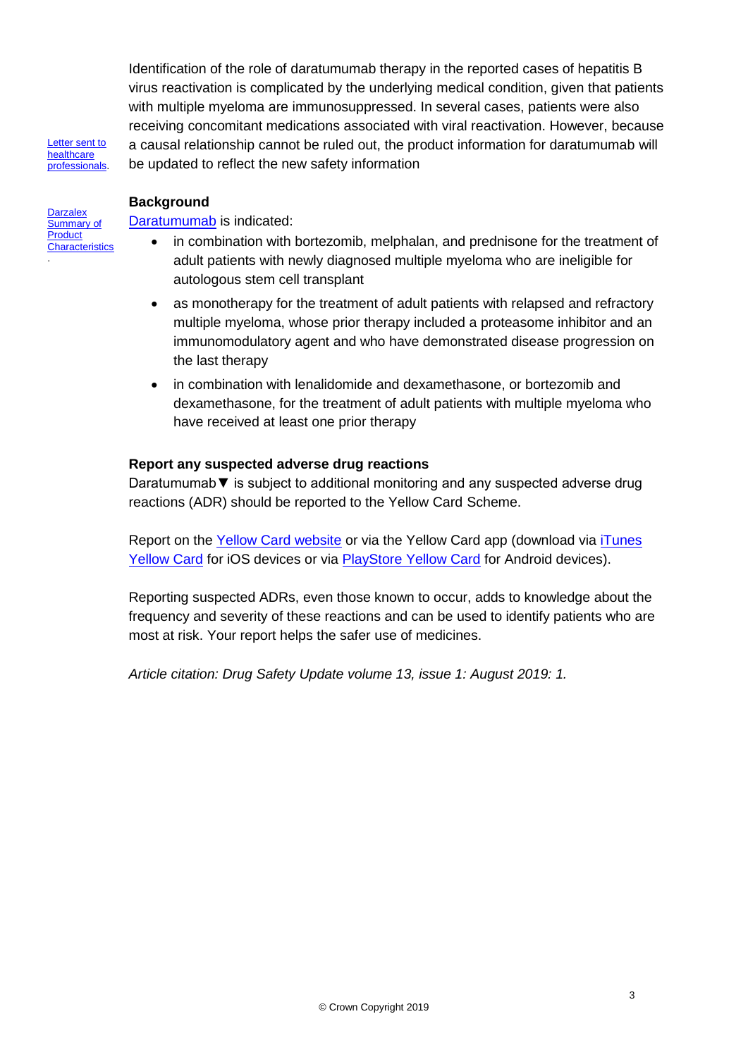Identification of the role of daratumumab therapy in the reported cases of hepatitis B virus reactivation is complicated by the underlying medical condition, given that patients with multiple myeloma are immunosuppressed. In several cases, patients were also receiving concomitant medications associated with viral reactivation. However, because a causal relationship cannot be ruled out, the product information for daratumumab will be updated to reflect the new safety information

Letter sent to healthcare professionals.

### Background

Darzalex Summary of Product Characteristics.

Daratumumab is indicated:

- in combination with bortezomib, melphalan, and prednisone for the treatment of adult patients with newly diagnosed multiple myeloma who are ineligible for autologous stem cell transplant
- as monotherapy for the treatment of adult patients with relapsed and refractory multiple myeloma, whose prior therapy included a proteasome inhibitor and an immunomodulatory agent and who have demonstrated disease progression on the last therapy
- in combination with lenalidomide and dexamethasone, or bortezomib and dexamethasone, for the treatment of adult patients with multiple myeloma who have received at least one prior therapy

### Report any suspected adverse drug reactions

Daratumumab▼ is subject to additional monitoring and any suspected adverse drug reactions (ADR) should be reported to the Yellow Card Scheme.

Report on the Yellow Card website or via the Yellow Card app (download via iTunes Yellow Card for iOS devices or via PlayStore Yellow Card for Android devices).

Reporting suspected ADRs, even those known to occur, adds to knowledge about the frequency and severity of these reactions and can be used to identify patients who are most at risk. Your report helps the safer use of medicines.

*Article citation: Drug Safety Update volume 13, issue 1: August 2019: 1.*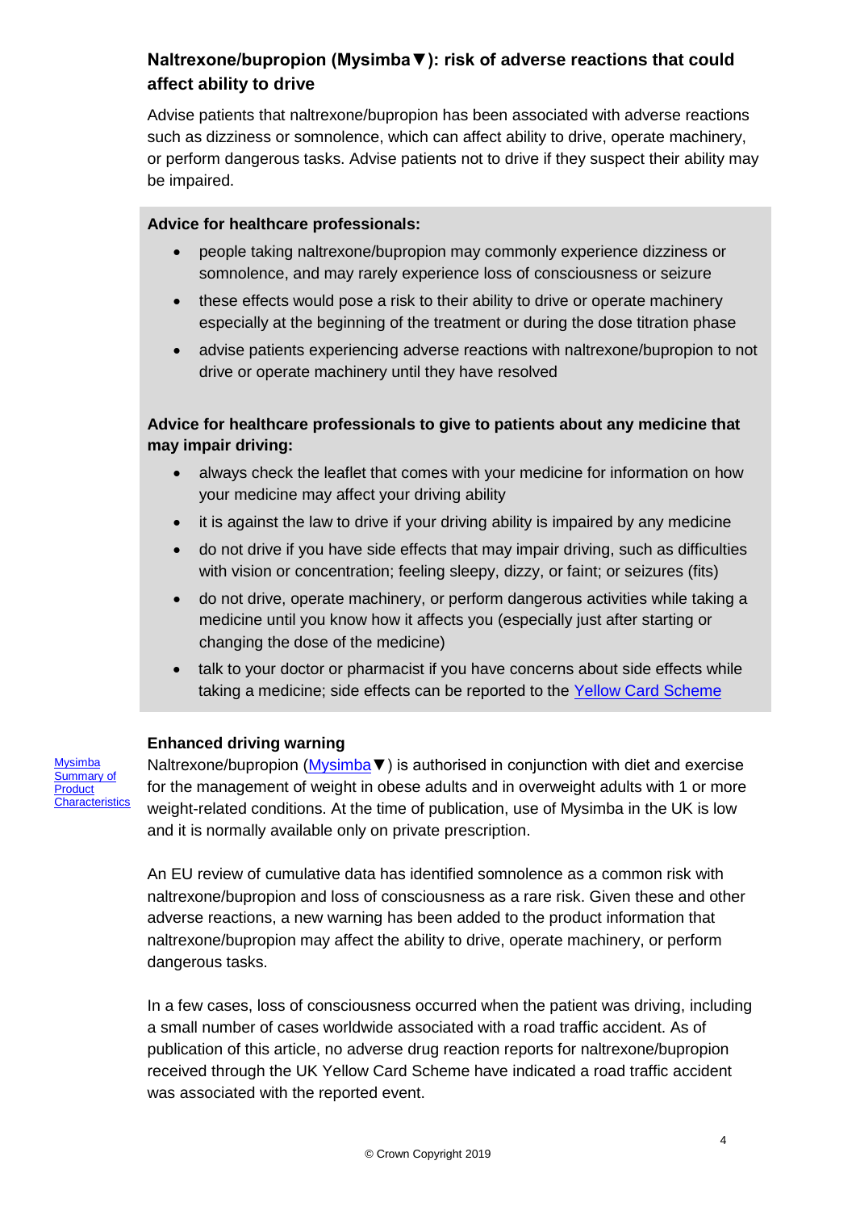## Naltrexone/bupropion (Mysimba▼): risk of adverse reactions that could affect ability to drive

Advise patients that naltrexone/bupropion has been associated with adverse reactions such as dizziness or somnolence, which can affect ability to drive, operate machinery, or perform dangerous tasks. Advise patients not to drive if they suspect their ability may be impaired.

**Advice for healthcare professionals:**

- people taking naltrexone/bupropion may commonly experience dizziness or somnolence, and may rarely experience loss of consciousness or seizure
- these effects would pose a risk to their ability to drive or operate machinery especially at the beginning of the treatment or during the dose titration phase
- advise patients experiencing adverse reactions with naltrexone/bupropion to not drive or operate machinery until they have resolved

**Advice for healthcare professionals to give to patients about any medicine that may impair driving:**

- always check the leaflet that comes with your medicine for information on how your medicine may affect your driving ability
- it is against the law to drive if your driving ability is impaired by any medicine
- do not drive if you have side effects that may impair driving, such as difficulties with vision or concentration; feeling sleepy, dizzy, or faint; or seizures (fits)
- do not drive, operate machinery, or perform dangerous activities while taking a medicine until you know how it affects you (especially just after starting or changing the dose of the medicine)
- talk to your doctor or pharmacist if you have concerns about side effects while taking a medicine; side effects can be reported to the Yellow Card Scheme

### Enhanced driving warning

Mysimba Summary of Product Characteristics

Naltrexone/bupropion (Mysimba▼) is authorised in conjunction with diet and exercise for the management of weight in obese adults and in overweight adults with 1 or more weight-related conditions. At the time of publication, use of Mysimba in the UK is low and it is normally available only on private prescription.

An EU review of cumulative data has identified somnolence as a common risk with naltrexone/bupropion and loss of consciousness as a rare risk. Given these and other adverse reactions, a new warning has been added to the product information that naltrexone/bupropion may affect the ability to drive, operate machinery, or perform dangerous tasks.

In a few cases, loss of consciousness occurred when the patient was driving, including a small number of cases worldwide associated with a road traffic accident. As of publication of this article, no adverse drug reaction reports for naltrexone/bupropion received through the UK Yellow Card Scheme have indicated a road traffic accident was associated with the reported event.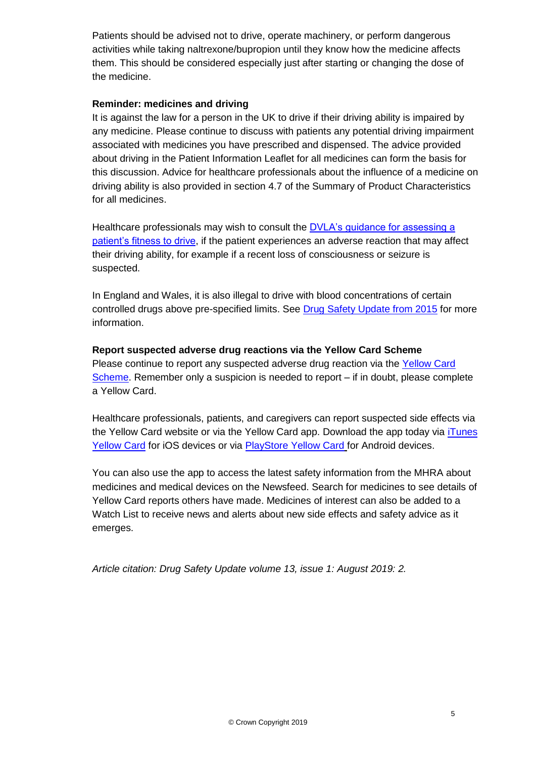Patients should be advised not to drive, operate machinery, or perform dangerous activities while taking naltrexone/bupropion until they know how the medicine affects them. This should be considered especially just after starting or changing the dose of the medicine.

**Reminder: medicines and driving**

It is against the law for a person in the UK to drive if their driving ability is impaired by any medicine. Please continue to discuss with patients any potential driving impairment associated with medicines you have prescribed and dispensed. The advice provided about driving in the Patient Information Leaflet for all medicines can form the basis for this discussion. Advice for healthcare professionals about the influence of a medicine on driving ability is also provided in section 4.7 of the Summary of Product Characteristics for all medicines.

Healthcare professionals may wish to consult the DVLA's guidance for assessing a patient's fitness to drive, if the patient experiences an adverse reaction that may affect their driving ability, for example if a recent loss of consciousness or seizure is suspected.

In England and Wales, it is also illegal to drive with blood concentrations of certain controlled drugs above pre-specified limits. See Drug Safety Update from 2015 for more information.

**Report suspected adverse drug reactions via the Yellow Card Scheme**

Please continue to report any suspected adverse drug reaction via the Yellow Card Scheme. Remember only a suspicion is needed to report – if in doubt, please complete a Yellow Card.

Healthcare professionals, patients, and caregivers can report suspected side effects via the Yellow Card website or via the Yellow Card app. Download the app today via iTunes Yellow Card for iOS devices or via PlayStore Yellow Card for Android devices.

You can also use the app to access the latest safety information from the MHRA about medicines and medical devices on the Newsfeed. Search for medicines to see details of Yellow Card reports others have made. Medicines of interest can also be added to a Watch List to receive news and alerts about new side effects and safety advice as it emerges.

*Article citation: Drug Safety Update volume 13, issue 1: August 2019: 2.*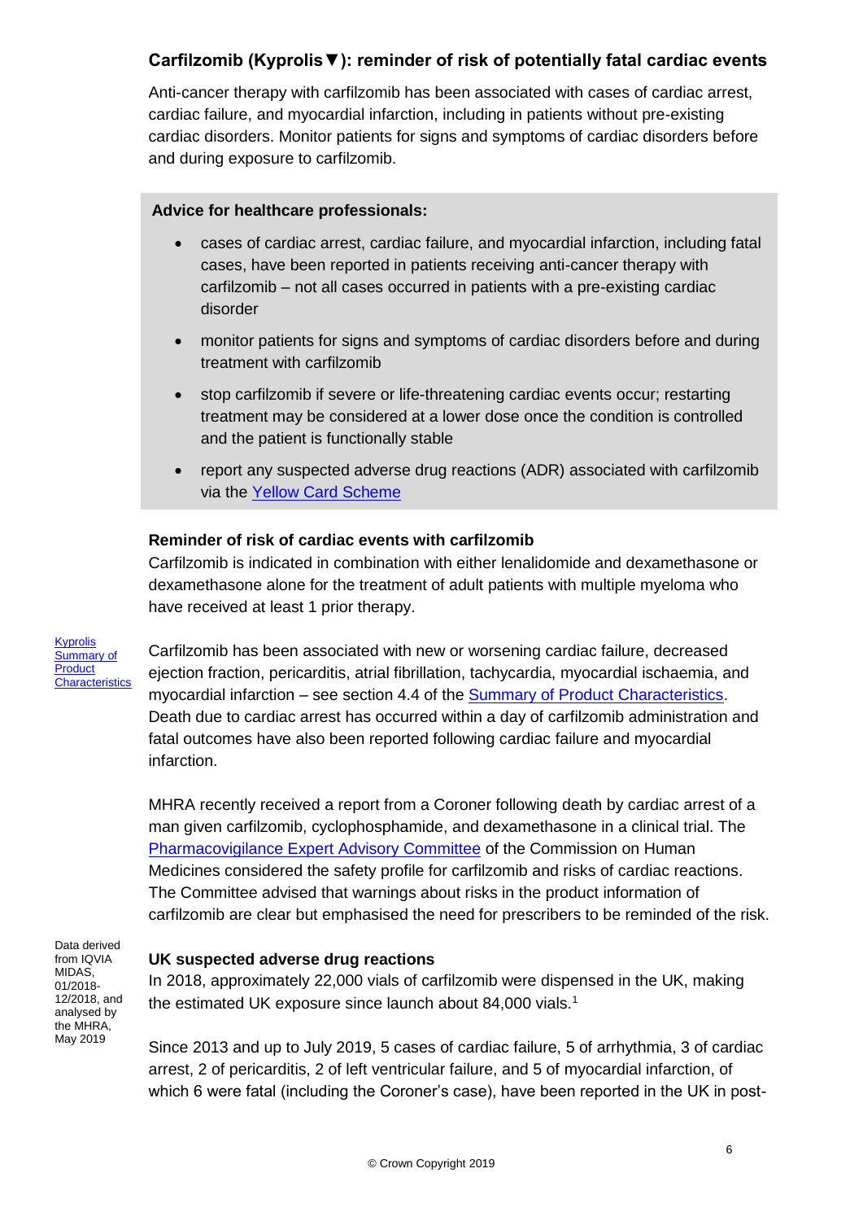## Carfilzomib (Kyprolis▼): reminder of risk of potentially fatal cardiac events

Anti-cancer therapy with carfilzomib has been associated with cases of cardiac arrest, cardiac failure, and myocardial infarction, including in patients without pre-existing cardiac disorders. Monitor patients for signs and symptoms of cardiac disorders before and during exposure to carfilzomib.

**Advice for healthcare professionals:**

- cases of cardiac arrest, cardiac failure, and myocardial infarction, including fatal cases, have been reported in patients receiving anti-cancer therapy with carfilzomib – not all cases occurred in patients with a pre-existing cardiac disorder
- monitor patients for signs and symptoms of cardiac disorders before and during treatment with carfilzomib
- stop carfilzomib if severe or life-threatening cardiac events occur; restarting treatment may be considered at a lower dose once the condition is controlled and the patient is functionally stable
- report any suspected adverse drug reactions (ADR) associated with carfilzomib via the Yellow Card Scheme

### Reminder of risk of cardiac events with carfilzomib

Carfilzomib is indicated in combination with either lenalidomide and dexamethasone or dexamethasone alone for the treatment of adult patients with multiple myeloma who have received at least 1 prior therapy.

Kyprolis Summary of Product Characteristics

Carfilzomib has been associated with new or worsening cardiac failure, decreased ejection fraction, pericarditis, atrial fibrillation, tachycardia, myocardial ischaemia, and myocardial infarction – see section 4.4 of the Summary of Product Characteristics. Death due to cardiac arrest has occurred within a day of carfilzomib administration and fatal outcomes have also been reported following cardiac failure and myocardial infarction.

MHRA recently received a report from a Coroner following death by cardiac arrest of a man given carfilzomib, cyclophosphamide, and dexamethasone in a clinical trial. The Pharmacovigilance Expert Advisory Committee of the Commission on Human Medicines considered the safety profile for carfilzomib and risks of cardiac reactions. The Committee advised that warnings about risks in the product information of carfilzomib are clear but emphasised the need for prescribers to be reminded of the risk.

### UK suspected adverse drug reactions

Data derived from IQVIA MIDAS, 01/2018-12/2018, and analysed by the MHRA, May 2019

In 2018, approximately 22,000 vials of carfilzomib were dispensed in the UK, making the estimated UK exposure since launch about 84,000 vials.[1]

Since 2013 and up to July 2019, 5 cases of cardiac failure, 5 of arrhythmia, 3 of cardiac arrest, 2 of pericarditis, 2 of left ventricular failure, and 5 of myocardial infarction, of which 6 were fatal (including the Coroner's case), have been reported in the UK in post-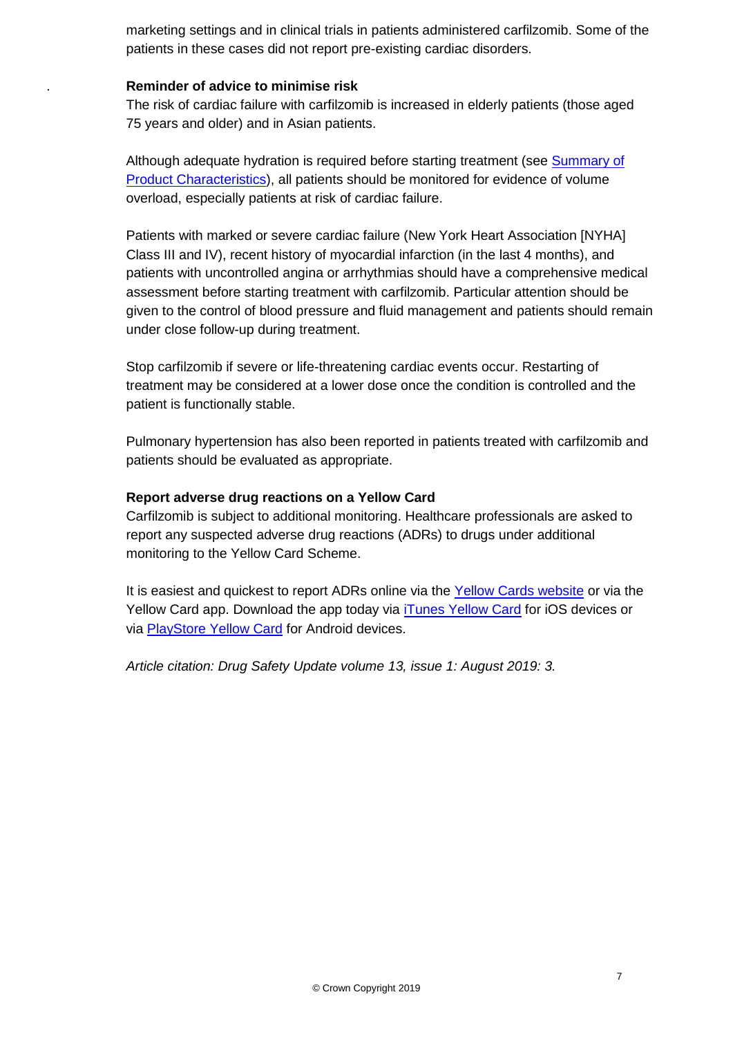marketing settings and in clinical trials in patients administered carfilzomib. Some of the patients in these cases did not report pre-existing cardiac disorders.

**Reminder of advice to minimise risk**

The risk of cardiac failure with carfilzomib is increased in elderly patients (those aged 75 years and older) and in Asian patients.

Although adequate hydration is required before starting treatment (see Summary of Product Characteristics), all patients should be monitored for evidence of volume overload, especially patients at risk of cardiac failure.

Patients with marked or severe cardiac failure (New York Heart Association [NYHA] Class III and IV), recent history of myocardial infarction (in the last 4 months), and patients with uncontrolled angina or arrhythmias should have a comprehensive medical assessment before starting treatment with carfilzomib. Particular attention should be given to the control of blood pressure and fluid management and patients should remain under close follow-up during treatment.

Stop carfilzomib if severe or life-threatening cardiac events occur. Restarting of treatment may be considered at a lower dose once the condition is controlled and the patient is functionally stable.

Pulmonary hypertension has also been reported in patients treated with carfilzomib and patients should be evaluated as appropriate.

**Report adverse drug reactions on a Yellow Card**

Carfilzomib is subject to additional monitoring. Healthcare professionals are asked to report any suspected adverse drug reactions (ADRs) to drugs under additional monitoring to the Yellow Card Scheme.

It is easiest and quickest to report ADRs online via the Yellow Cards website or via the Yellow Card app. Download the app today via iTunes Yellow Card for iOS devices or via PlayStore Yellow Card for Android devices.

*Article citation: Drug Safety Update volume 13, issue 1: August 2019: 3.*

© Crown Copyright 2019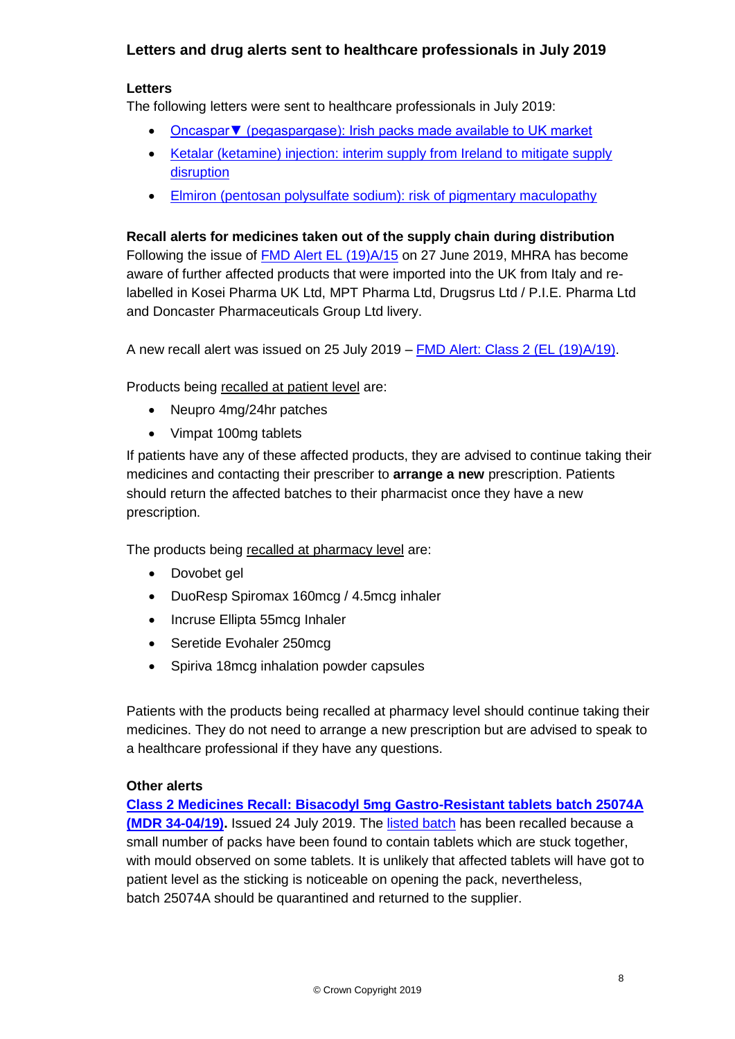## Letters and drug alerts sent to healthcare professionals in July 2019

### Letters

The following letters were sent to healthcare professionals in July 2019:

- Oncaspar▼ (pegaspargase): Irish packs made available to UK market
- Ketalar (ketamine) injection: interim supply from Ireland to mitigate supply disruption
- Elmiron (pentosan polysulfate sodium): risk of pigmentary maculopathy

### Recall alerts for medicines taken out of the supply chain during distribution

Following the issue of FMD Alert EL (19)A/15 on 27 June 2019, MHRA has become aware of further affected products that were imported into the UK from Italy and re-labelled in Kosei Pharma UK Ltd, MPT Pharma Ltd, Drugsrus Ltd / P.I.E. Pharma Ltd and Doncaster Pharmaceuticals Group Ltd livery.

A new recall alert was issued on 25 July 2019 – FMD Alert: Class 2 (EL (19)A/19).

Products being recalled at patient level are:

- Neupro 4mg/24hr patches
- Vimpat 100mg tablets

If patients have any of these affected products, they are advised to continue taking their medicines and contacting their prescriber to **arrange a new** prescription. Patients should return the affected batches to their pharmacist once they have a new prescription.

The products being recalled at pharmacy level are:

- Dovobet gel
- DuoResp Spiromax 160mcg / 4.5mcg inhaler
- Incruse Ellipta 55mcg Inhaler
- Seretide Evohaler 250mcg
- Spiriva 18mcg inhalation powder capsules

Patients with the products being recalled at pharmacy level should continue taking their medicines. They do not need to arrange a new prescription but are advised to speak to a healthcare professional if they have any questions.

### Other alerts

**Class 2 Medicines Recall: Bisacodyl 5mg Gastro-Resistant tablets batch 25074A (MDR 34-04/19).** Issued 24 July 2019. The listed batch has been recalled because a small number of packs have been found to contain tablets which are stuck together, with mould observed on some tablets. It is unlikely that affected tablets will have got to patient level as the sticking is noticeable on opening the pack, nevertheless, batch 25074A should be quarantined and returned to the supplier.

© Crown Copyright 2019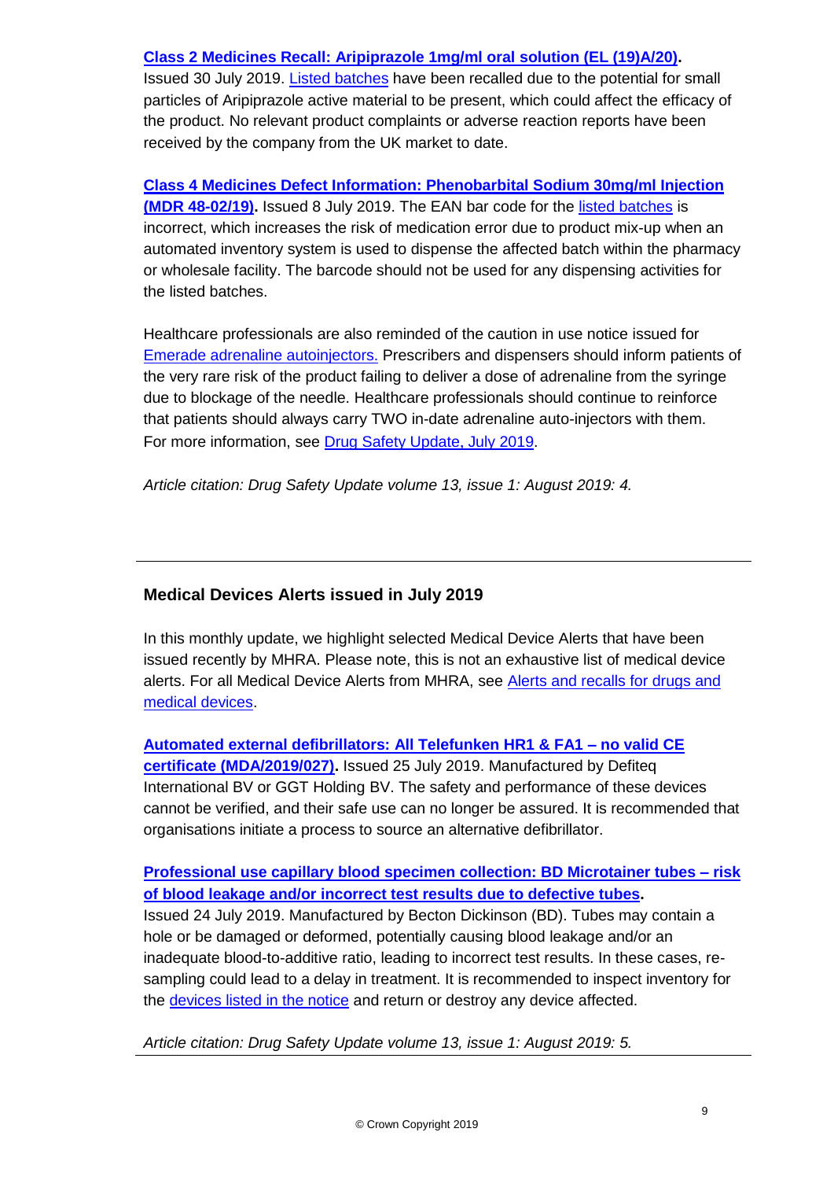**Class 2 Medicines Recall: Aripiprazole 1mg/ml oral solution (EL (19)A/20).** Issued 30 July 2019. Listed batches have been recalled due to the potential for small particles of Aripiprazole active material to be present, which could affect the efficacy of the product. No relevant product complaints or adverse reaction reports have been received by the company from the UK market to date.

**Class 4 Medicines Defect Information: Phenobarbital Sodium 30mg/ml Injection (MDR 48-02/19).** Issued 8 July 2019. The EAN bar code for the listed batches is incorrect, which increases the risk of medication error due to product mix-up when an automated inventory system is used to dispense the affected batch within the pharmacy or wholesale facility. The barcode should not be used for any dispensing activities for the listed batches.

Healthcare professionals are also reminded of the caution in use notice issued for Emerade adrenaline autoinjectors. Prescribers and dispensers should inform patients of the very rare risk of the product failing to deliver a dose of adrenaline from the syringe due to blockage of the needle. Healthcare professionals should continue to reinforce that patients should always carry TWO in-date adrenaline auto-injectors with them. For more information, see Drug Safety Update, July 2019.

*Article citation: Drug Safety Update volume 13, issue 1: August 2019: 4.*

---

### Medical Devices Alerts issued in July 2019

In this monthly update, we highlight selected Medical Device Alerts that have been issued recently by MHRA. Please note, this is not an exhaustive list of medical device alerts. For all Medical Device Alerts from MHRA, see Alerts and recalls for drugs and medical devices.

**Automated external defibrillators: All Telefunken HR1 & FA1 – no valid CE certificate (MDA/2019/027).** Issued 25 July 2019. Manufactured by Defiteq International BV or GGT Holding BV. The safety and performance of these devices cannot be verified, and their safe use can no longer be assured. It is recommended that organisations initiate a process to source an alternative defibrillator.

**Professional use capillary blood specimen collection: BD Microtainer tubes – risk of blood leakage and/or incorrect test results due to defective tubes.** Issued 24 July 2019. Manufactured by Becton Dickinson (BD). Tubes may contain a hole or be damaged or deformed, potentially causing blood leakage and/or an inadequate blood-to-additive ratio, leading to incorrect test results. In these cases, re-sampling could lead to a delay in treatment. It is recommended to inspect inventory for the devices listed in the notice and return or destroy any device affected.

*Article citation: Drug Safety Update volume 13, issue 1: August 2019: 5.*

© Crown Copyright 2019